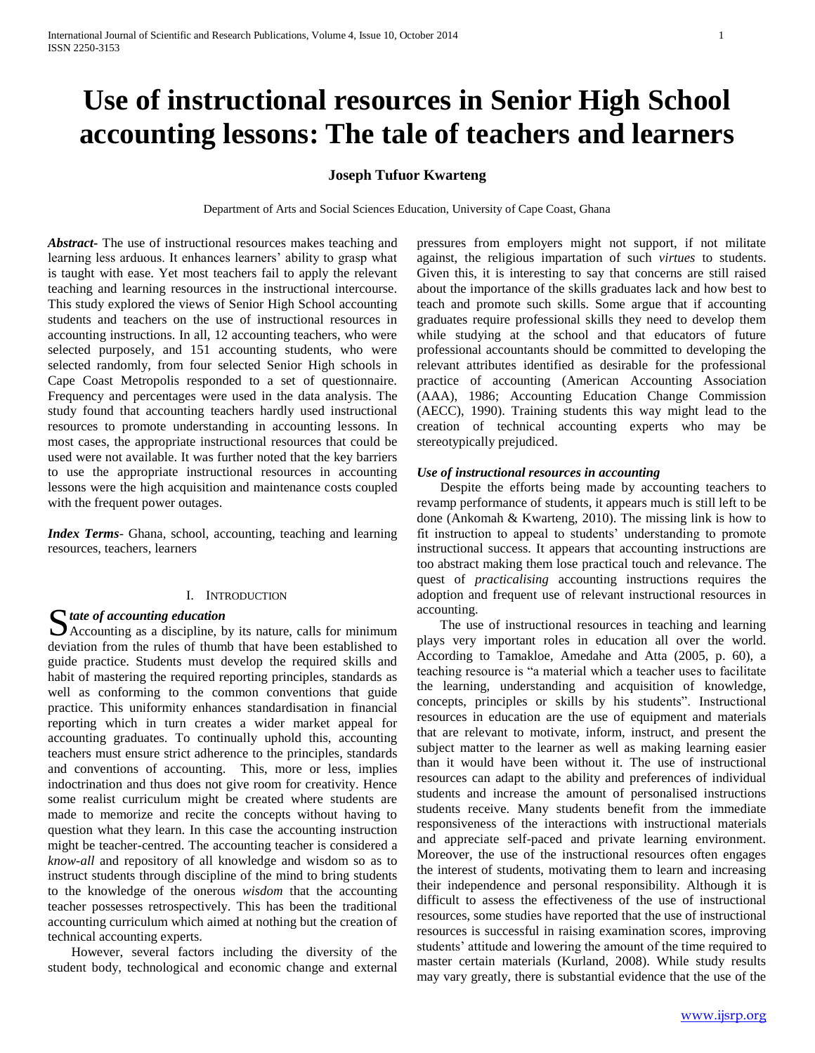# Use of instructional resources in Senior High School accounting lessons: The tale of teachers and learners

**Joseph Tufuor Kwarteng**

Department of Arts and Social Sciences Education, University of Cape Coast, Ghana

***Abstract*-** The use of instructional resources makes teaching and learning less arduous. It enhances learners' ability to grasp what is taught with ease. Yet most teachers fail to apply the relevant teaching and learning resources in the instructional intercourse. This study explored the views of Senior High School accounting students and teachers on the use of instructional resources in accounting instructions. In all, 12 accounting teachers, who were selected purposely, and 151 accounting students, who were selected randomly, from four selected Senior High schools in Cape Coast Metropolis responded to a set of questionnaire. Frequency and percentages were used in the data analysis. The study found that accounting teachers hardly used instructional resources to promote understanding in accounting lessons. In most cases, the appropriate instructional resources that could be used were not available. It was further noted that the key barriers to use the appropriate instructional resources in accounting lessons were the high acquisition and maintenance costs coupled with the frequent power outages.

***Index Terms*-** Ghana, school, accounting, teaching and learning resources, teachers, learners

## I. Introduction

### *State of accounting education*

Accounting as a discipline, by its nature, calls for minimum deviation from the rules of thumb that have been established to guide practice. Students must develop the required skills and habit of mastering the required reporting principles, standards as well as conforming to the common conventions that guide practice. This uniformity enhances standardisation in financial reporting which in turn creates a wider market appeal for accounting graduates. To continually uphold this, accounting teachers must ensure strict adherence to the principles, standards and conventions of accounting. This, more or less, implies indoctrination and thus does not give room for creativity. Hence some realist curriculum might be created where students are made to memorize and recite the concepts without having to question what they learn. In this case the accounting instruction might be teacher-centred. The accounting teacher is considered a *know-all* and repository of all knowledge and wisdom so as to instruct students through discipline of the mind to bring students to the knowledge of the onerous *wisdom* that the accounting teacher possesses retrospectively. This has been the traditional accounting curriculum which aimed at nothing but the creation of technical accounting experts.

However, several factors including the diversity of the student body, technological and economic change and external pressures from employers might not support, if not militate against, the religious impartation of such *virtues* to students. Given this, it is interesting to say that concerns are still raised about the importance of the skills graduates lack and how best to teach and promote such skills. Some argue that if accounting graduates require professional skills they need to develop them while studying at the school and that educators of future professional accountants should be committed to developing the relevant attributes identified as desirable for the professional practice of accounting (American Accounting Association (AAA), 1986; Accounting Education Change Commission (AECC), 1990). Training students this way might lead to the creation of technical accounting experts who may be stereotypically prejudiced.

### *Use of instructional resources in accounting*

Despite the efforts being made by accounting teachers to revamp performance of students, it appears much is still left to be done (Ankomah & Kwarteng, 2010). The missing link is how to fit instruction to appeal to students' understanding to promote instructional success. It appears that accounting instructions are too abstract making them lose practical touch and relevance. The quest of *practicalising* accounting instructions requires the adoption and frequent use of relevant instructional resources in accounting.

The use of instructional resources in teaching and learning plays very important roles in education all over the world. According to Tamakloe, Amedahe and Atta (2005, p. 60), a teaching resource is "a material which a teacher uses to facilitate the learning, understanding and acquisition of knowledge, concepts, principles or skills by his students". Instructional resources in education are the use of equipment and materials that are relevant to motivate, inform, instruct, and present the subject matter to the learner as well as making learning easier than it would have been without it. The use of instructional resources can adapt to the ability and preferences of individual students and increase the amount of personalised instructions students receive. Many students benefit from the immediate responsiveness of the interactions with instructional materials and appreciate self-paced and private learning environment. Moreover, the use of the instructional resources often engages the interest of students, motivating them to learn and increasing their independence and personal responsibility. Although it is difficult to assess the effectiveness of the use of instructional resources, some studies have reported that the use of instructional resources is successful in raising examination scores, improving students' attitude and lowering the amount of the time required to master certain materials (Kurland, 2008). While study results may vary greatly, there is substantial evidence that the use of the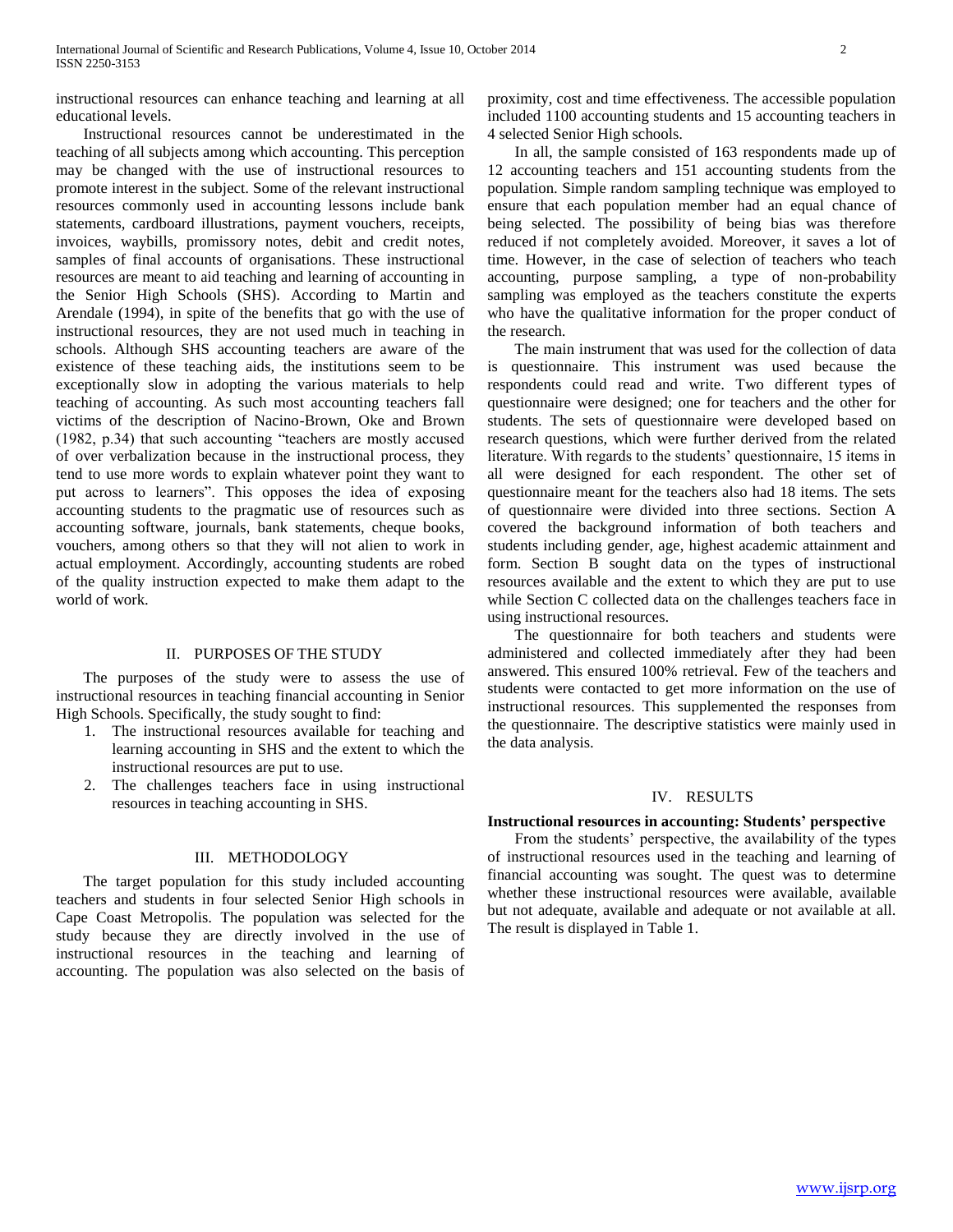instructional resources can enhance teaching and learning at all educational levels.

Instructional resources cannot be underestimated in the teaching of all subjects among which accounting. This perception may be changed with the use of instructional resources to promote interest in the subject. Some of the relevant instructional resources commonly used in accounting lessons include bank statements, cardboard illustrations, payment vouchers, receipts, invoices, waybills, promissory notes, debit and credit notes, samples of final accounts of organisations. These instructional resources are meant to aid teaching and learning of accounting in the Senior High Schools (SHS). According to Martin and Arendale (1994), in spite of the benefits that go with the use of instructional resources, they are not used much in teaching in schools. Although SHS accounting teachers are aware of the existence of these teaching aids, the institutions seem to be exceptionally slow in adopting the various materials to help teaching of accounting. As such most accounting teachers fall victims of the description of Nacino-Brown, Oke and Brown (1982, p.34) that such accounting "teachers are mostly accused of over verbalization because in the instructional process, they tend to use more words to explain whatever point they want to put across to learners". This opposes the idea of exposing accounting students to the pragmatic use of resources such as accounting software, journals, bank statements, cheque books, vouchers, among others so that they will not alien to work in actual employment. Accordingly, accounting students are robed of the quality instruction expected to make them adapt to the world of work.

## II. Purposes of the Study

The purposes of the study were to assess the use of instructional resources in teaching financial accounting in Senior High Schools. Specifically, the study sought to find:

1. The instructional resources available for teaching and learning accounting in SHS and the extent to which the instructional resources are put to use.
2. The challenges teachers face in using instructional resources in teaching accounting in SHS.

## III. Methodology

The target population for this study included accounting teachers and students in four selected Senior High schools in Cape Coast Metropolis. The population was selected for the study because they are directly involved in the use of instructional resources in the teaching and learning of accounting. The population was also selected on the basis of proximity, cost and time effectiveness. The accessible population included 1100 accounting students and 15 accounting teachers in 4 selected Senior High schools.

In all, the sample consisted of 163 respondents made up of 12 accounting teachers and 151 accounting students from the population. Simple random sampling technique was employed to ensure that each population member had an equal chance of being selected. The possibility of being bias was therefore reduced if not completely avoided. Moreover, it saves a lot of time. However, in the case of selection of teachers who teach accounting, purpose sampling, a type of non-probability sampling was employed as the teachers constitute the experts who have the qualitative information for the proper conduct of the research.

The main instrument that was used for the collection of data is questionnaire. This instrument was used because the respondents could read and write. Two different types of questionnaire were designed; one for teachers and the other for students. The sets of questionnaire were developed based on research questions, which were further derived from the related literature. With regards to the students' questionnaire, 15 items in all were designed for each respondent. The other set of questionnaire meant for the teachers also had 18 items. The sets of questionnaire were divided into three sections. Section A covered the background information of both teachers and students including gender, age, highest academic attainment and form. Section B sought data on the types of instructional resources available and the extent to which they are put to use while Section C collected data on the challenges teachers face in using instructional resources.

The questionnaire for both teachers and students were administered and collected immediately after they had been answered. This ensured 100% retrieval. Few of the teachers and students were contacted to get more information on the use of instructional resources. This supplemented the responses from the questionnaire. The descriptive statistics were mainly used in the data analysis.

## IV. Results

**Instructional resources in accounting: Students' perspective**

From the students' perspective, the availability of the types of instructional resources used in the teaching and learning of financial accounting was sought. The quest was to determine whether these instructional resources were available, available but not adequate, available and adequate or not available at all. The result is displayed in Table 1.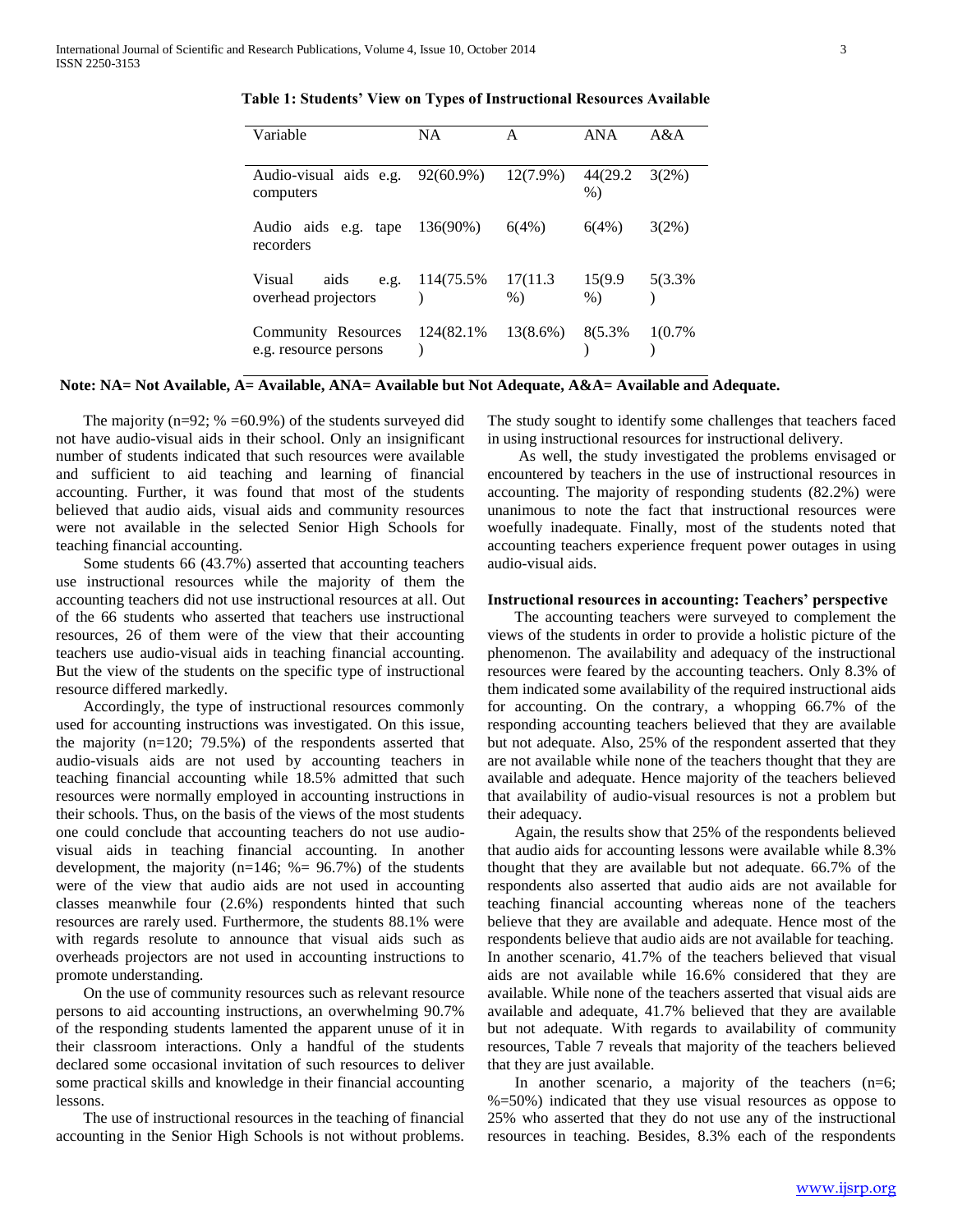**Table 1: Students' View on Types of Instructional Resources Available**

| Variable | NA | A | ANA | A&A |
|---|---|---|---|---|
| Audio-visual aids e.g. computers | 92(60.9%) | 12(7.9%) | 44(29.2%) | 3(2%) |
| Audio aids e.g. tape recorders | 136(90%) | 6(4%) | 6(4%) | 3(2%) |
| Visual aids e.g. overhead projectors | 114(75.5%) | 17(11.3%) | 15(9.9%) | 5(3.3%) |
| Community Resources e.g. resource persons | 124(82.1%) | 13(8.6%) | 8(5.3%) | 1(0.7%) |

**Note: NA= Not Available, A= Available, ANA= Available but Not Adequate, A&A= Available and Adequate.**

The majority (n=92; % =60.9%) of the students surveyed did not have audio-visual aids in their school. Only an insignificant number of students indicated that such resources were available and sufficient to aid teaching and learning of financial accounting. Further, it was found that most of the students believed that audio aids, visual aids and community resources were not available in the selected Senior High Schools for teaching financial accounting.

Some students 66 (43.7%) asserted that accounting teachers use instructional resources while the majority of them the accounting teachers did not use instructional resources at all. Out of the 66 students who asserted that teachers use instructional resources, 26 of them were of the view that their accounting teachers use audio-visual aids in teaching financial accounting. But the view of the students on the specific type of instructional resource differed markedly.

Accordingly, the type of instructional resources commonly used for accounting instructions was investigated. On this issue, the majority (n=120; 79.5%) of the respondents asserted that audio-visuals aids are not used by accounting teachers in teaching financial accounting while 18.5% admitted that such resources were normally employed in accounting instructions in their schools. Thus, on the basis of the views of the most students one could conclude that accounting teachers do not use audio-visual aids in teaching financial accounting. In another development, the majority (n=146; %= 96.7%) of the students were of the view that audio aids are not used in accounting classes meanwhile four (2.6%) respondents hinted that such resources are rarely used. Furthermore, the students 88.1% were with regards resolute to announce that visual aids such as overheads projectors are not used in accounting instructions to promote understanding.

On the use of community resources such as relevant resource persons to aid accounting instructions, an overwhelming 90.7% of the responding students lamented the apparent unuse of it in their classroom interactions. Only a handful of the students declared some occasional invitation of such resources to deliver some practical skills and knowledge in their financial accounting lessons.

The use of instructional resources in the teaching of financial accounting in the Senior High Schools is not without problems. The study sought to identify some challenges that teachers faced in using instructional resources for instructional delivery.

As well, the study investigated the problems envisaged or encountered by teachers in the use of instructional resources in accounting. The majority of responding students (82.2%) were unanimous to note the fact that instructional resources were woefully inadequate. Finally, most of the students noted that accounting teachers experience frequent power outages in using audio-visual aids.

#### Instructional resources in accounting: Teachers' perspective

The accounting teachers were surveyed to complement the views of the students in order to provide a holistic picture of the phenomenon. The availability and adequacy of the instructional resources were feared by the accounting teachers. Only 8.3% of them indicated some availability of the required instructional aids for accounting. On the contrary, a whopping 66.7% of the responding accounting teachers believed that they are available but not adequate. Also, 25% of the respondent asserted that they are not available while none of the teachers thought that they are available and adequate. Hence majority of the teachers believed that availability of audio-visual resources is not a problem but their adequacy.

Again, the results show that 25% of the respondents believed that audio aids for accounting lessons were available while 8.3% thought that they are available but not adequate. 66.7% of the respondents also asserted that audio aids are not available for teaching financial accounting whereas none of the teachers believe that they are available and adequate. Hence most of the respondents believe that audio aids are not available for teaching. In another scenario, 41.7% of the teachers believed that visual aids are not available while 16.6% considered that they are available. While none of the teachers asserted that visual aids are available and adequate, 41.7% believed that they are available but not adequate. With regards to availability of community resources, Table 7 reveals that majority of the teachers believed that they are just available.

In another scenario, a majority of the teachers (n=6; %=50%) indicated that they use visual resources as oppose to 25% who asserted that they do not use any of the instructional resources in teaching. Besides, 8.3% each of the respondents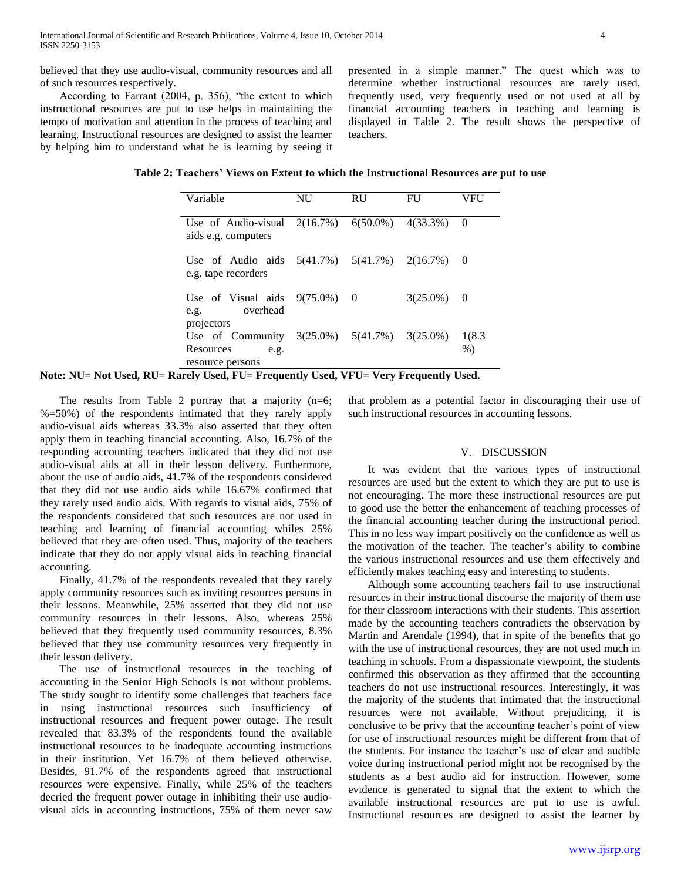believed that they use audio-visual, community resources and all of such resources respectively.

According to Farrant (2004, p. 356), "the extent to which instructional resources are put to use helps in maintaining the tempo of motivation and attention in the process of teaching and learning. Instructional resources are designed to assist the learner by helping him to understand what he is learning by seeing it presented in a simple manner." The quest which was to determine whether instructional resources are rarely used, frequently used, very frequently used or not used at all by financial accounting teachers in teaching and learning is displayed in Table 2. The result shows the perspective of teachers.

**Table 2: Teachers' Views on Extent to which the Instructional Resources are put to use**

| Variable | NU | RU | FU | VFU |
|---|---|---|---|---|
| Use of Audio-visual aids e.g. computers | 2(16.7%) | 6(50.0%) | 4(33.3%) | 0 |
| Use of Audio aids e.g. tape recorders | 5(41.7%) | 5(41.7%) | 2(16.7%) | 0 |
| Use of Visual aids e.g. overhead projectors | 9(75.0%) | 0 | 3(25.0%) | 0 |
| Use of Community Resources e.g. resource persons | 3(25.0%) | 5(41.7%) | 3(25.0%) | 1(8.3 %) |

**Note: NU= Not Used, RU= Rarely Used, FU= Frequently Used, VFU= Very Frequently Used.**

The results from Table 2 portray that a majority (n=6; %=50%) of the respondents intimated that they rarely apply audio-visual aids whereas 33.3% also asserted that they often apply them in teaching financial accounting. Also, 16.7% of the responding accounting teachers indicated that they did not use audio-visual aids at all in their lesson delivery. Furthermore, about the use of audio aids, 41.7% of the respondents considered that they did not use audio aids while 16.67% confirmed that they rarely used audio aids. With regards to visual aids, 75% of the respondents considered that such resources are not used in teaching and learning of financial accounting whiles 25% believed that they are often used. Thus, majority of the teachers indicate that they do not apply visual aids in teaching financial accounting.

Finally, 41.7% of the respondents revealed that they rarely apply community resources such as inviting resources persons in their lessons. Meanwhile, 25% asserted that they did not use community resources in their lessons. Also, whereas 25% believed that they frequently used community resources, 8.3% believed that they use community resources very frequently in their lesson delivery.

The use of instructional resources in the teaching of accounting in the Senior High Schools is not without problems. The study sought to identify some challenges that teachers face in using instructional resources such insufficiency of instructional resources and frequent power outage. The result revealed that 83.3% of the respondents found the available instructional resources to be inadequate accounting instructions in their institution. Yet 16.7% of them believed otherwise. Besides, 91.7% of the respondents agreed that instructional resources were expensive. Finally, while 25% of the teachers decried the frequent power outage in inhibiting their use audio-visual aids in accounting instructions, 75% of them never saw that problem as a potential factor in discouraging their use of such instructional resources in accounting lessons.

## V. DISCUSSION

It was evident that the various types of instructional resources are used but the extent to which they are put to use is not encouraging. The more these instructional resources are put to good use the better the enhancement of teaching processes of the financial accounting teacher during the instructional period. This in no less way impart positively on the confidence as well as the motivation of the teacher. The teacher's ability to combine the various instructional resources and use them effectively and efficiently makes teaching easy and interesting to students.

Although some accounting teachers fail to use instructional resources in their instructional discourse the majority of them use for their classroom interactions with their students. This assertion made by the accounting teachers contradicts the observation by Martin and Arendale (1994), that in spite of the benefits that go with the use of instructional resources, they are not used much in teaching in schools. From a dispassionate viewpoint, the students confirmed this observation as they affirmed that the accounting teachers do not use instructional resources. Interestingly, it was the majority of the students that intimated that the instructional resources were not available. Without prejudicing, it is conclusive to be privy that the accounting teacher's point of view for use of instructional resources might be different from that of the students. For instance the teacher's use of clear and audible voice during instructional period might not be recognised by the students as a best audio aid for instruction. However, some evidence is generated to signal that the extent to which the available instructional resources are put to use is awful. Instructional resources are designed to assist the learner by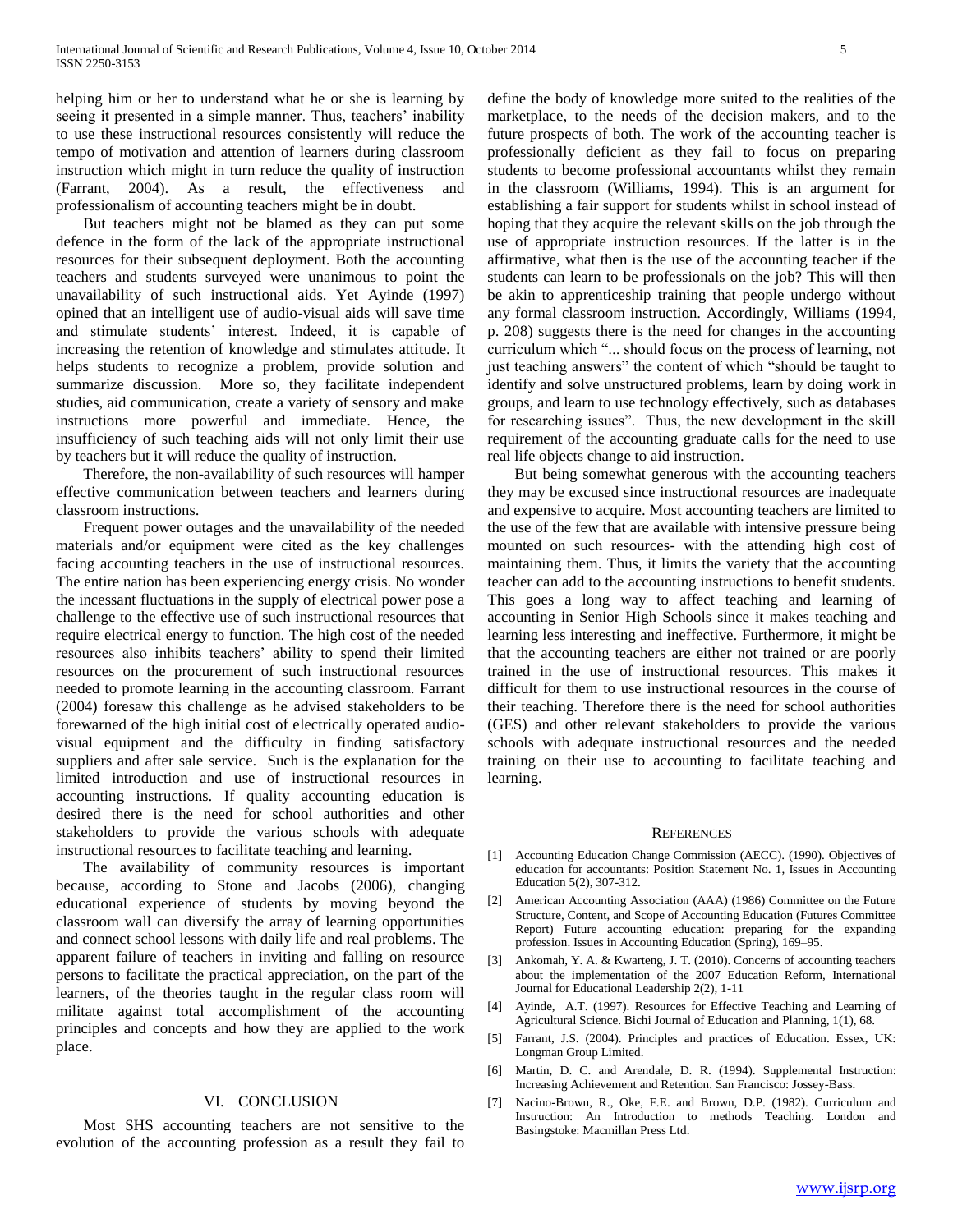helping him or her to understand what he or she is learning by seeing it presented in a simple manner. Thus, teachers' inability to use these instructional resources consistently will reduce the tempo of motivation and attention of learners during classroom instruction which might in turn reduce the quality of instruction (Farrant, 2004). As a result, the effectiveness and professionalism of accounting teachers might be in doubt.

But teachers might not be blamed as they can put some defence in the form of the lack of the appropriate instructional resources for their subsequent deployment. Both the accounting teachers and students surveyed were unanimous to point the unavailability of such instructional aids. Yet Ayinde (1997) opined that an intelligent use of audio-visual aids will save time and stimulate students' interest. Indeed, it is capable of increasing the retention of knowledge and stimulates attitude. It helps students to recognize a problem, provide solution and summarize discussion. More so, they facilitate independent studies, aid communication, create a variety of sensory and make instructions more powerful and immediate. Hence, the insufficiency of such teaching aids will not only limit their use by teachers but it will reduce the quality of instruction.

Therefore, the non-availability of such resources will hamper effective communication between teachers and learners during classroom instructions.

Frequent power outages and the unavailability of the needed materials and/or equipment were cited as the key challenges facing accounting teachers in the use of instructional resources. The entire nation has been experiencing energy crisis. No wonder the incessant fluctuations in the supply of electrical power pose a challenge to the effective use of such instructional resources that require electrical energy to function. The high cost of the needed resources also inhibits teachers' ability to spend their limited resources on the procurement of such instructional resources needed to promote learning in the accounting classroom. Farrant (2004) foresaw this challenge as he advised stakeholders to be forewarned of the high initial cost of electrically operated audio-visual equipment and the difficulty in finding satisfactory suppliers and after sale service. Such is the explanation for the limited introduction and use of instructional resources in accounting instructions. If quality accounting education is desired there is the need for school authorities and other stakeholders to provide the various schools with adequate instructional resources to facilitate teaching and learning.

The availability of community resources is important because, according to Stone and Jacobs (2006), changing educational experience of students by moving beyond the classroom wall can diversify the array of learning opportunities and connect school lessons with daily life and real problems. The apparent failure of teachers in inviting and falling on resource persons to facilitate the practical appreciation, on the part of the learners, of the theories taught in the regular class room will militate against total accomplishment of the accounting principles and concepts and how they are applied to the work place.

## VI. Conclusion

Most SHS accounting teachers are not sensitive to the evolution of the accounting profession as a result they fail to define the body of knowledge more suited to the realities of the marketplace, to the needs of the decision makers, and to the future prospects of both. The work of the accounting teacher is professionally deficient as they fail to focus on preparing students to become professional accountants whilst they remain in the classroom (Williams, 1994). This is an argument for establishing a fair support for students whilst in school instead of hoping that they acquire the relevant skills on the job through the use of appropriate instruction resources. If the latter is in the affirmative, what then is the use of the accounting teacher if the students can learn to be professionals on the job? This will then be akin to apprenticeship training that people undergo without any formal classroom instruction. Accordingly, Williams (1994, p. 208) suggests there is the need for changes in the accounting curriculum which "... should focus on the process of learning, not just teaching answers" the content of which "should be taught to identify and solve unstructured problems, learn by doing work in groups, and learn to use technology effectively, such as databases for researching issues". Thus, the new development in the skill requirement of the accounting graduate calls for the need to use real life objects change to aid instruction.

But being somewhat generous with the accounting teachers they may be excused since instructional resources are inadequate and expensive to acquire. Most accounting teachers are limited to the use of the few that are available with intensive pressure being mounted on such resources- with the attending high cost of maintaining them. Thus, it limits the variety that the accounting teacher can add to the accounting instructions to benefit students. This goes a long way to affect teaching and learning of accounting in Senior High Schools since it makes teaching and learning less interesting and ineffective. Furthermore, it might be that the accounting teachers are either not trained or are poorly trained in the use of instructional resources. This makes it difficult for them to use instructional resources in the course of their teaching. Therefore there is the need for school authorities (GES) and other relevant stakeholders to provide the various schools with adequate instructional resources and the needed training on their use to accounting to facilitate teaching and learning.

## References

[1] Accounting Education Change Commission (AECC). (1990). Objectives of education for accountants: Position Statement No. 1, Issues in Accounting Education 5(2), 307-312.

[2] American Accounting Association (AAA) (1986) Committee on the Future Structure, Content, and Scope of Accounting Education (Futures Committee Report) Future accounting education: preparing for the expanding profession. Issues in Accounting Education (Spring), 169–95.

[3] Ankomah, Y. A. & Kwarteng, J. T. (2010). Concerns of accounting teachers about the implementation of the 2007 Education Reform, International Journal for Educational Leadership 2(2), 1-11

[4] Ayinde, A.T. (1997). Resources for Effective Teaching and Learning of Agricultural Science. Bichi Journal of Education and Planning, 1(1), 68.

[5] Farrant, J.S. (2004). Principles and practices of Education. Essex, UK: Longman Group Limited.

[6] Martin, D. C. and Arendale, D. R. (1994). Supplemental Instruction: Increasing Achievement and Retention. San Francisco: Jossey-Bass.

[7] Nacino-Brown, R., Oke, F.E. and Brown, D.P. (1982). Curriculum and Instruction: An Introduction to methods Teaching. London and Basingstoke: Macmillan Press Ltd.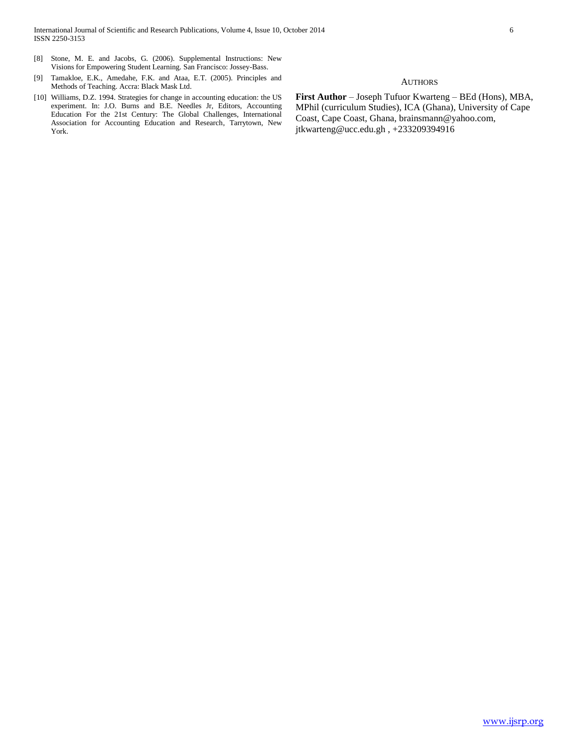[8] Stone, M. E. and Jacobs, G. (2006). Supplemental Instructions: New Visions for Empowering Student Learning. San Francisco: Jossey-Bass.

[9] Tamakloe, E.K., Amedahe, F.K. and Ataa, E.T. (2005). Principles and Methods of Teaching. Accra: Black Mask Ltd.

[10] Williams, D.Z. 1994. Strategies for change in accounting education: the US experiment. In: J.O. Burns and B.E. Needles Jr, Editors, Accounting Education For the 21st Century: The Global Challenges, International Association for Accounting Education and Research, Tarrytown, New York.

## AUTHORS

**First Author** – Joseph Tufuor Kwarteng – BEd (Hons), MBA, MPhil (curriculum Studies), ICA (Ghana), University of Cape Coast, Cape Coast, Ghana, brainsmann@yahoo.com, jtkwarteng@ucc.edu.gh , +233209394916